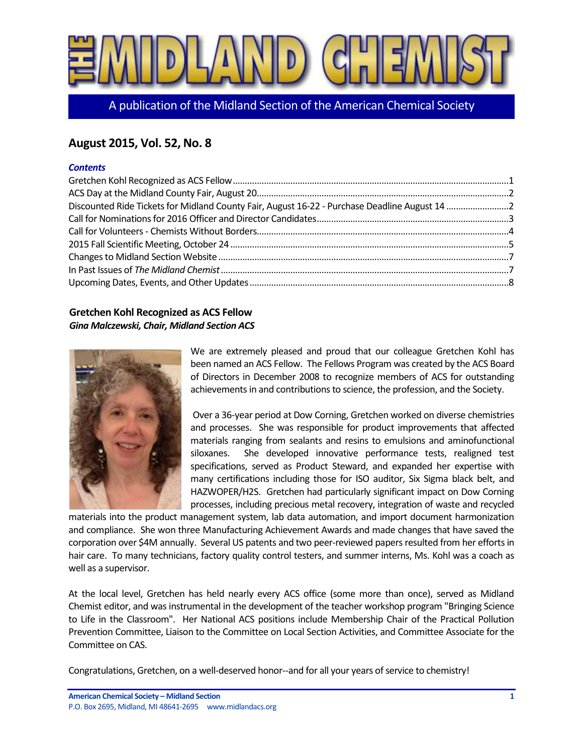# THE MIDLAND CHEMIST

A publication of the Midland Section of the American Chemical Society

## August 2015, Vol. 52, No. 8

***Contents***

Gretchen Kohl Recognized as ACS Fellow....1
ACS Day at the Midland County Fair, August 20....2
Discounted Ride Tickets for Midland County Fair, August 16-22 - Purchase Deadline August 14....2
Call for Nominations for 2016 Officer and Director Candidates....3
Call for Volunteers - Chemists Without Borders....4
2015 Fall Scientific Meeting, October 24....5
Changes to Midland Section Website....7
In Past Issues of *The Midland Chemist*....7
Upcoming Dates, Events, and Other Updates....8

### Gretchen Kohl Recognized as ACS Fellow

***Gina Malczewski, Chair, Midland Section ACS***

We are extremely pleased and proud that our colleague Gretchen Kohl has been named an ACS Fellow. The Fellows Program was created by the ACS Board of Directors in December 2008 to recognize members of ACS for outstanding achievements in and contributions to science, the profession, and the Society.

Over a 36-year period at Dow Corning, Gretchen worked on diverse chemistries and processes. She was responsible for product improvements that affected materials ranging from sealants and resins to emulsions and aminofunctional siloxanes. She developed innovative performance tests, realigned test specifications, served as Product Steward, and expanded her expertise with many certifications including those for ISO auditor, Six Sigma black belt, and HAZWOPER/H2S. Gretchen had particularly significant impact on Dow Corning processes, including precious metal recovery, integration of waste and recycled materials into the product management system, lab data automation, and import document harmonization and compliance. She won three Manufacturing Achievement Awards and made changes that have saved the corporation over $4M annually. Several US patents and two peer-reviewed papers resulted from her efforts in hair care. To many technicians, factory quality control testers, and summer interns, Ms. Kohl was a coach as well as a supervisor.

At the local level, Gretchen has held nearly every ACS office (some more than once), served as Midland Chemist editor, and was instrumental in the development of the teacher workshop program "Bringing Science to Life in the Classroom". Her National ACS positions include Membership Chair of the Practical Pollution Prevention Committee, Liaison to the Committee on Local Section Activities, and Committee Associate for the Committee on CAS.

Congratulations, Gretchen, on a well-deserved honor--and for all your years of service to chemistry!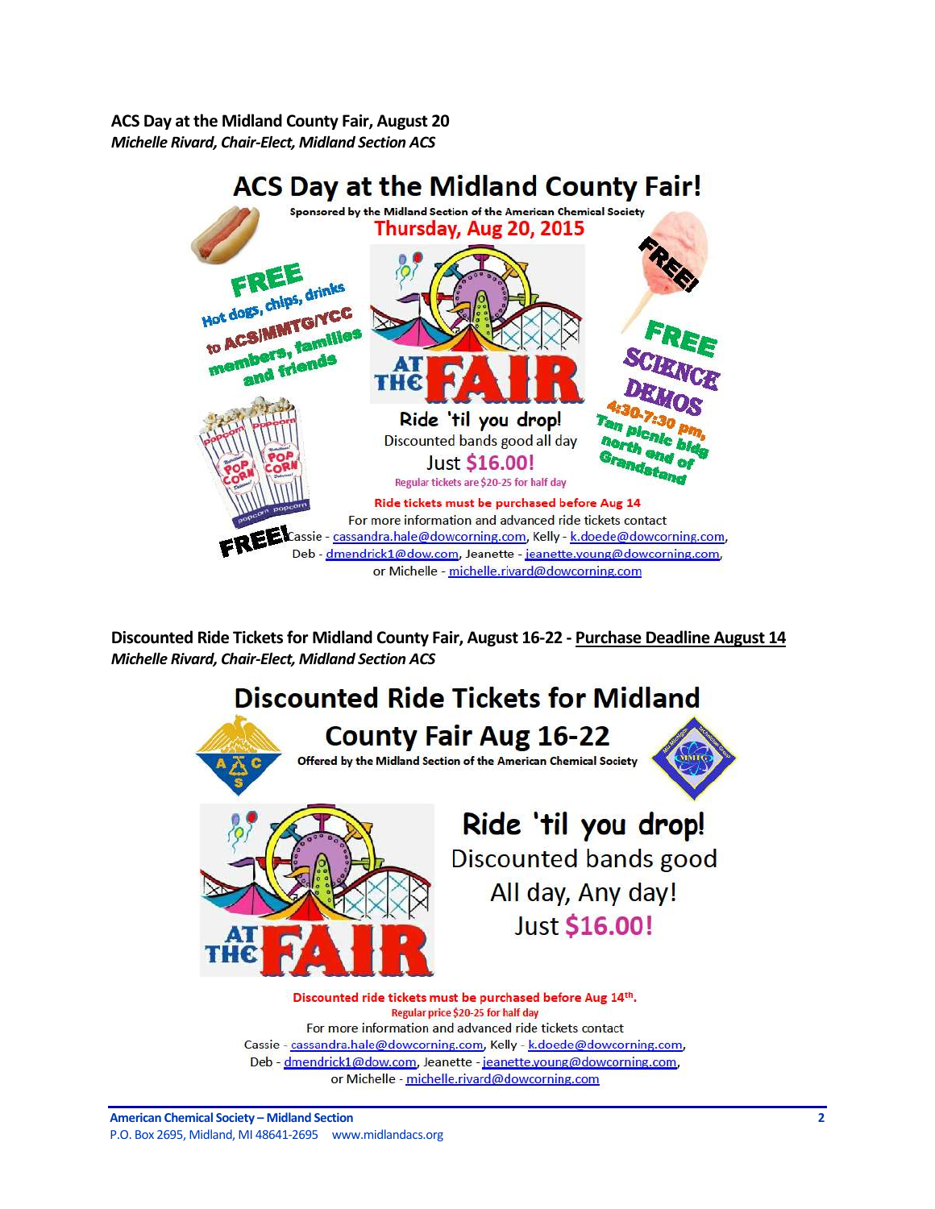**ACS Day at the Midland County Fair, August 20**
*Michelle Rivard, Chair-Elect, Midland Section ACS*

# ACS Day at the Midland County Fair!

Sponsored by the Midland Section of the American Chemical Society

**Thursday, Aug 20, 2015**

**FREE** Hot dogs, chips, drinks to ACS/MMTG/YCC members, families and friends

**FREE!**

**FREE SCIENCE DEMOS** 4:30-7:30 pm, Tan picnic bldg north end of Grandstand

**FREE!**

AT THE FAIR

**Ride 'til you drop!**

Discounted bands good all day

Just **$16.00!**

Regular tickets are $20-25 for half day

**Ride tickets must be purchased before Aug 14**

For more information and advanced ride tickets contact

Cassie - cassandra.hale@dowcorning.com, Kelly - k.doede@dowcorning.com, Deb - dmendrick1@dow.com, Jeanette - jeanette.young@dowcorning.com, or Michelle - michelle.rivard@dowcorning.com

**Discounted Ride Tickets for Midland County Fair, August 16-22 - Purchase Deadline August 14**
*Michelle Rivard, Chair-Elect, Midland Section ACS*

# Discounted Ride Tickets for Midland County Fair Aug 16-22

Offered by the Midland Section of the American Chemical Society

AT THE FAIR

**Ride 'til you drop!**

Discounted bands good All day, Any day!

Just **$16.00!**

**Discounted ride tickets must be purchased before Aug 14th.**

Regular price $20-25 for half day

For more information and advanced ride tickets contact

Cassie - cassandra.hale@dowcorning.com, Kelly - k.doede@dowcorning.com, Deb - dmendrick1@dow.com, Jeanette - jeanette.young@dowcorning.com, or Michelle - michelle.rivard@dowcorning.com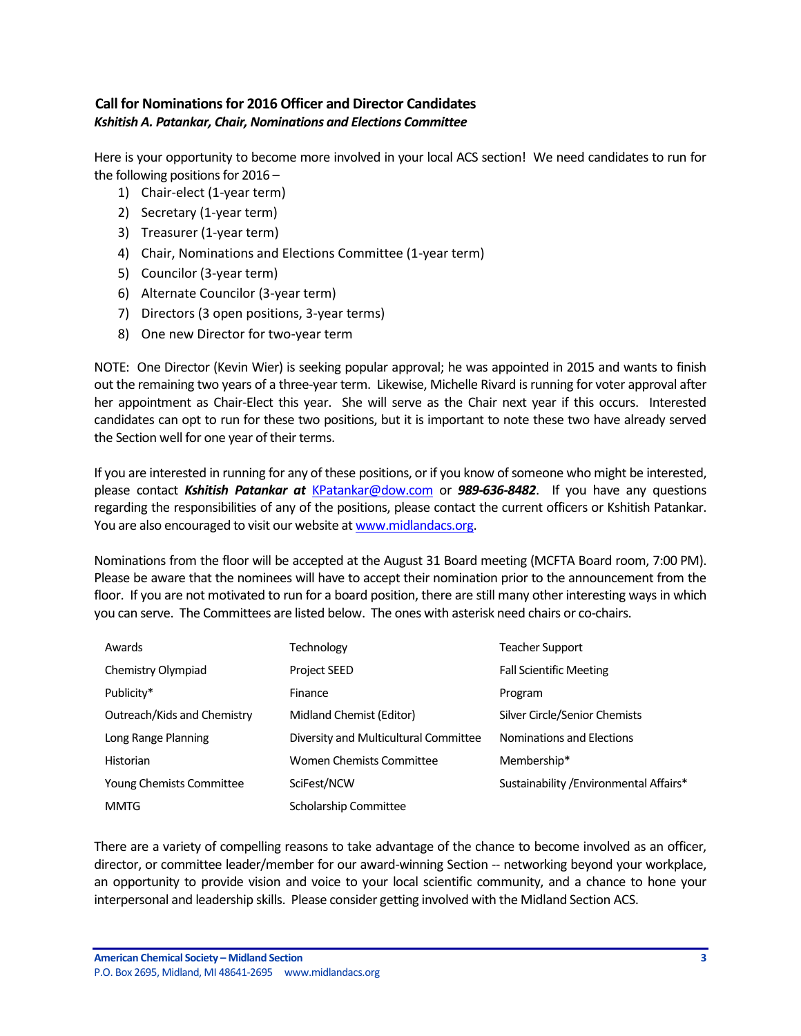## Call for Nominations for 2016 Officer and Director Candidates

***Kshitish A. Patankar, Chair, Nominations and Elections Committee***

Here is your opportunity to become more involved in your local ACS section! We need candidates to run for the following positions for 2016 –

1) Chair-elect (1-year term)
2) Secretary (1-year term)
3) Treasurer (1-year term)
4) Chair, Nominations and Elections Committee (1-year term)
5) Councilor (3-year term)
6) Alternate Councilor (3-year term)
7) Directors (3 open positions, 3-year terms)
8) One new Director for two-year term

NOTE: One Director (Kevin Wier) is seeking popular approval; he was appointed in 2015 and wants to finish out the remaining two years of a three-year term. Likewise, Michelle Rivard is running for voter approval after her appointment as Chair-Elect this year. She will serve as the Chair next year if this occurs. Interested candidates can opt to run for these two positions, but it is important to note these two have already served the Section well for one year of their terms.

If you are interested in running for any of these positions, or if you know of someone who might be interested, please contact ***Kshitish Patankar at*** KPatankar@dow.com or ***989-636-8482***. If you have any questions regarding the responsibilities of any of the positions, please contact the current officers or Kshitish Patankar. You are also encouraged to visit our website at www.midlandacs.org.

Nominations from the floor will be accepted at the August 31 Board meeting (MCFTA Board room, 7:00 PM). Please be aware that the nominees will have to accept their nomination prior to the announcement from the floor. If you are not motivated to run for a board position, there are still many other interesting ways in which you can serve. The Committees are listed below. The ones with asterisk need chairs or co-chairs.

| | | |
|---|---|---|
| Awards | Technology | Teacher Support |
| Chemistry Olympiad | Project SEED | Fall Scientific Meeting |
| Publicity* | Finance | Program |
| Outreach/Kids and Chemistry | Midland Chemist (Editor) | Silver Circle/Senior Chemists |
| Long Range Planning | Diversity and Multicultural Committee | Nominations and Elections |
| Historian | Women Chemists Committee | Membership* |
| Young Chemists Committee | SciFest/NCW | Sustainability /Environmental Affairs* |
| MMTG | Scholarship Committee | |

There are a variety of compelling reasons to take advantage of the chance to become involved as an officer, director, or committee leader/member for our award-winning Section -- networking beyond your workplace, an opportunity to provide vision and voice to your local scientific community, and a chance to hone your interpersonal and leadership skills. Please consider getting involved with the Midland Section ACS.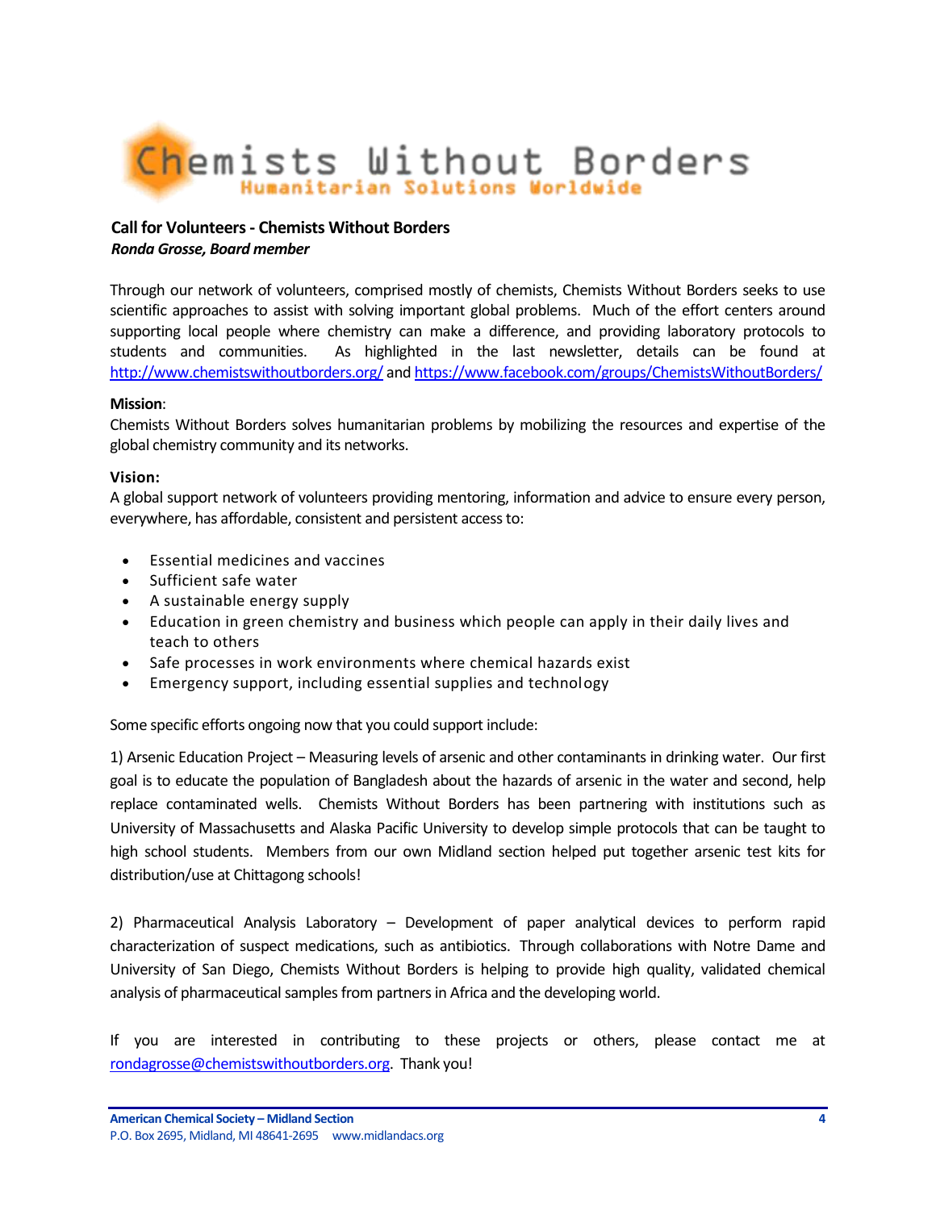Chemists Without Borders
Humanitarian Solutions Worldwide

**Call for Volunteers - Chemists Without Borders**
***Ronda Grosse, Board member***

Through our network of volunteers, comprised mostly of chemists, Chemists Without Borders seeks to use scientific approaches to assist with solving important global problems. Much of the effort centers around supporting local people where chemistry can make a difference, and providing laboratory protocols to students and communities. As highlighted in the last newsletter, details can be found at http://www.chemistswithoutborders.org/ and https://www.facebook.com/groups/ChemistsWithoutBorders/

**Mission**:
Chemists Without Borders solves humanitarian problems by mobilizing the resources and expertise of the global chemistry community and its networks.

**Vision:**
A global support network of volunteers providing mentoring, information and advice to ensure every person, everywhere, has affordable, consistent and persistent access to:

- Essential medicines and vaccines
- Sufficient safe water
- A sustainable energy supply
- Education in green chemistry and business which people can apply in their daily lives and teach to others
- Safe processes in work environments where chemical hazards exist
- Emergency support, including essential supplies and technology

Some specific efforts ongoing now that you could support include:

1) Arsenic Education Project – Measuring levels of arsenic and other contaminants in drinking water. Our first goal is to educate the population of Bangladesh about the hazards of arsenic in the water and second, help replace contaminated wells. Chemists Without Borders has been partnering with institutions such as University of Massachusetts and Alaska Pacific University to develop simple protocols that can be taught to high school students. Members from our own Midland section helped put together arsenic test kits for distribution/use at Chittagong schools!

2) Pharmaceutical Analysis Laboratory – Development of paper analytical devices to perform rapid characterization of suspect medications, such as antibiotics. Through collaborations with Notre Dame and University of San Diego, Chemists Without Borders is helping to provide high quality, validated chemical analysis of pharmaceutical samples from partners in Africa and the developing world.

If you are interested in contributing to these projects or others, please contact me at rondagrosse@chemistswithoutborders.org. Thank you!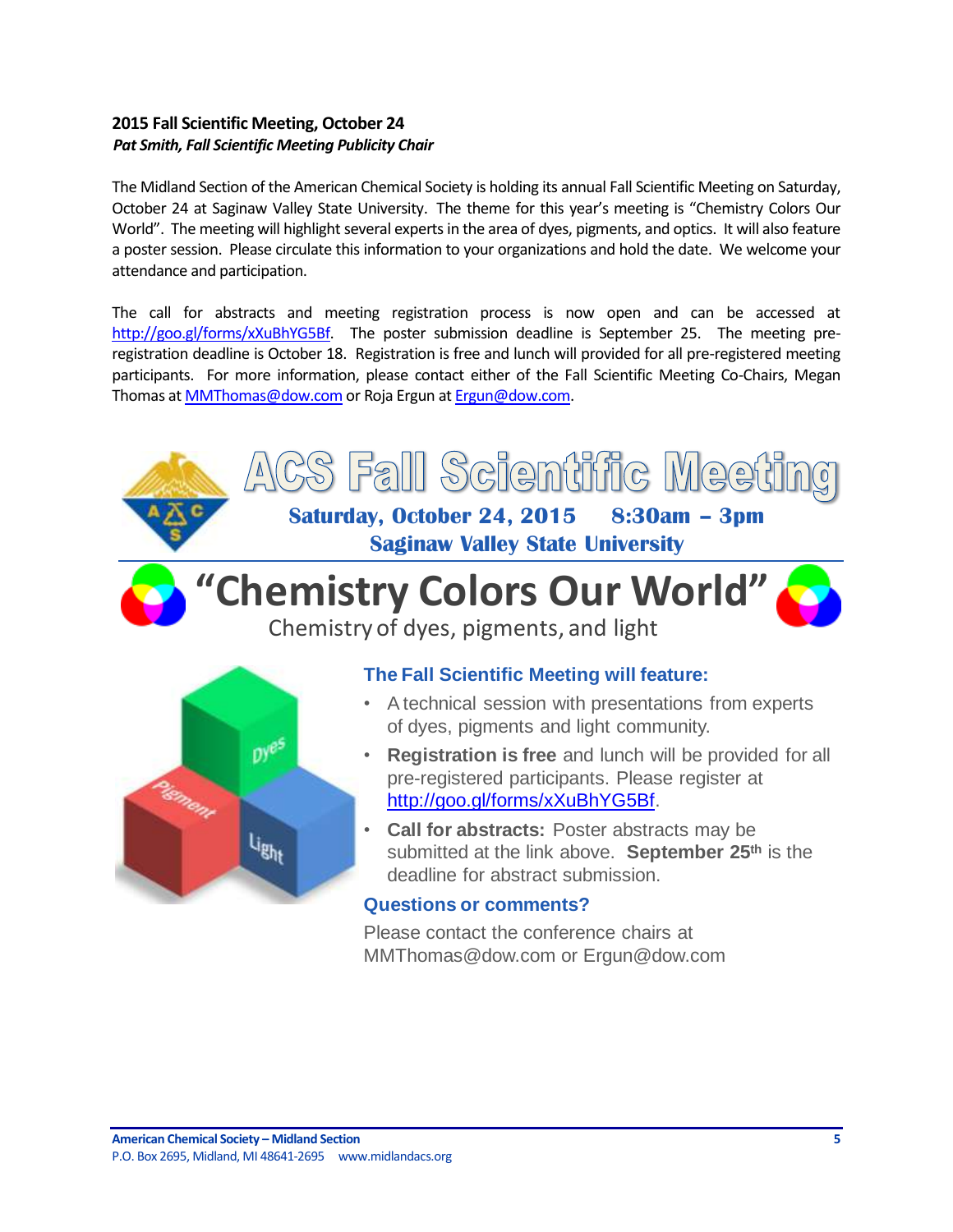## 2015 Fall Scientific Meeting, October 24

***Pat Smith, Fall Scientific Meeting Publicity Chair***

The Midland Section of the American Chemical Society is holding its annual Fall Scientific Meeting on Saturday, October 24 at Saginaw Valley State University. The theme for this year's meeting is "Chemistry Colors Our World". The meeting will highlight several experts in the area of dyes, pigments, and optics. It will also feature a poster session. Please circulate this information to your organizations and hold the date. We welcome your attendance and participation.

The call for abstracts and meeting registration process is now open and can be accessed at http://goo.gl/forms/xXuBhYG5Bf. The poster submission deadline is September 25. The meeting pre-registration deadline is October 18. Registration is free and lunch will provided for all pre-registered meeting participants. For more information, please contact either of the Fall Scientific Meeting Co-Chairs, Megan Thomas at MMThomas@dow.com or Roja Ergun at Ergun@dow.com.

# ACS Fall Scientific Meeting

**Saturday, October 24, 2015 8:30am – 3pm**

**Saginaw Valley State University**

# "Chemistry Colors Our World"

Chemistry of dyes, pigments, and light

### The Fall Scientific Meeting will feature:

- A technical session with presentations from experts of dyes, pigments and light community.
- **Registration is free** and lunch will be provided for all pre-registered participants. Please register at http://goo.gl/forms/xXuBhYG5Bf.
- **Call for abstracts:** Poster abstracts may be submitted at the link above. **September 25th** is the deadline for abstract submission.

### Questions or comments?

Please contact the conference chairs at MMThomas@dow.com or Ergun@dow.com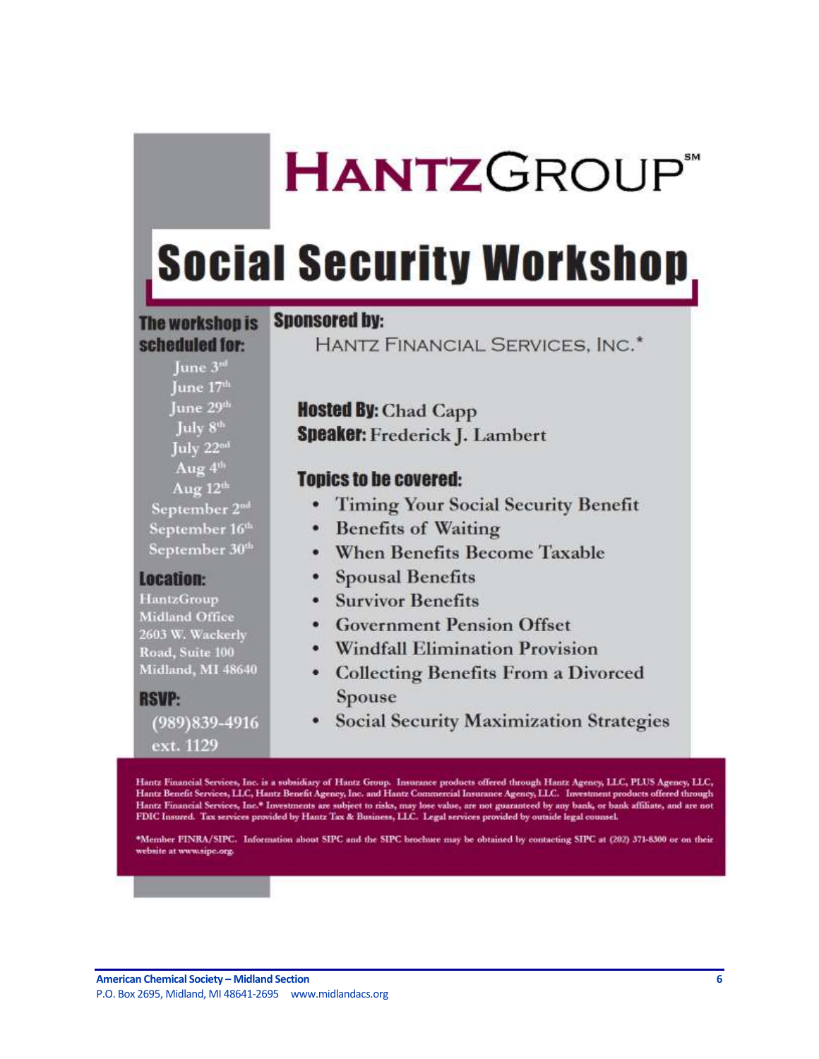# HANTZGROUP℠

## Social Security Workshop

**The workshop is scheduled for:**

June 3rd
June 17th
June 29th
July 8th
July 22nd
Aug 4th
Aug 12th
September 2nd
September 16th
September 30th

**Location:**

HantzGroup
Midland Office
2603 W. Wackerly Road, Suite 100
Midland, MI 48640

**RSVP:**

(989)839-4916 ext. 1129

**Sponsored by:**

HANTZ FINANCIAL SERVICES, INC.*

**Hosted By:** Chad Capp
**Speaker:** Frederick J. Lambert

**Topics to be covered:**

- Timing Your Social Security Benefit
- Benefits of Waiting
- When Benefits Become Taxable
- Spousal Benefits
- Survivor Benefits
- Government Pension Offset
- Windfall Elimination Provision
- Collecting Benefits From a Divorced Spouse
- Social Security Maximization Strategies

Hantz Financial Services, Inc. is a subsidiary of Hantz Group. Insurance products offered through Hantz Agency, LLC, PLUS Agency, LLC, Hantz Benefit Services, LLC, Hantz Benefit Agency, Inc. and Hantz Commercial Insurance Agency, LLC. Investment products offered through Hantz Financial Services, Inc.* Investments are subject to risks, may lose value, are not guaranteed by any bank, or bank affiliate, and are not FDIC Insured. Tax services provided by Hantz Tax & Business, LLC. Legal services provided by outside legal counsel.

*Member FINRA/SIPC. Information about SIPC and the SIPC brochure may be obtained by contacting SIPC at (202) 371-8300 or on their website at www.sipc.org.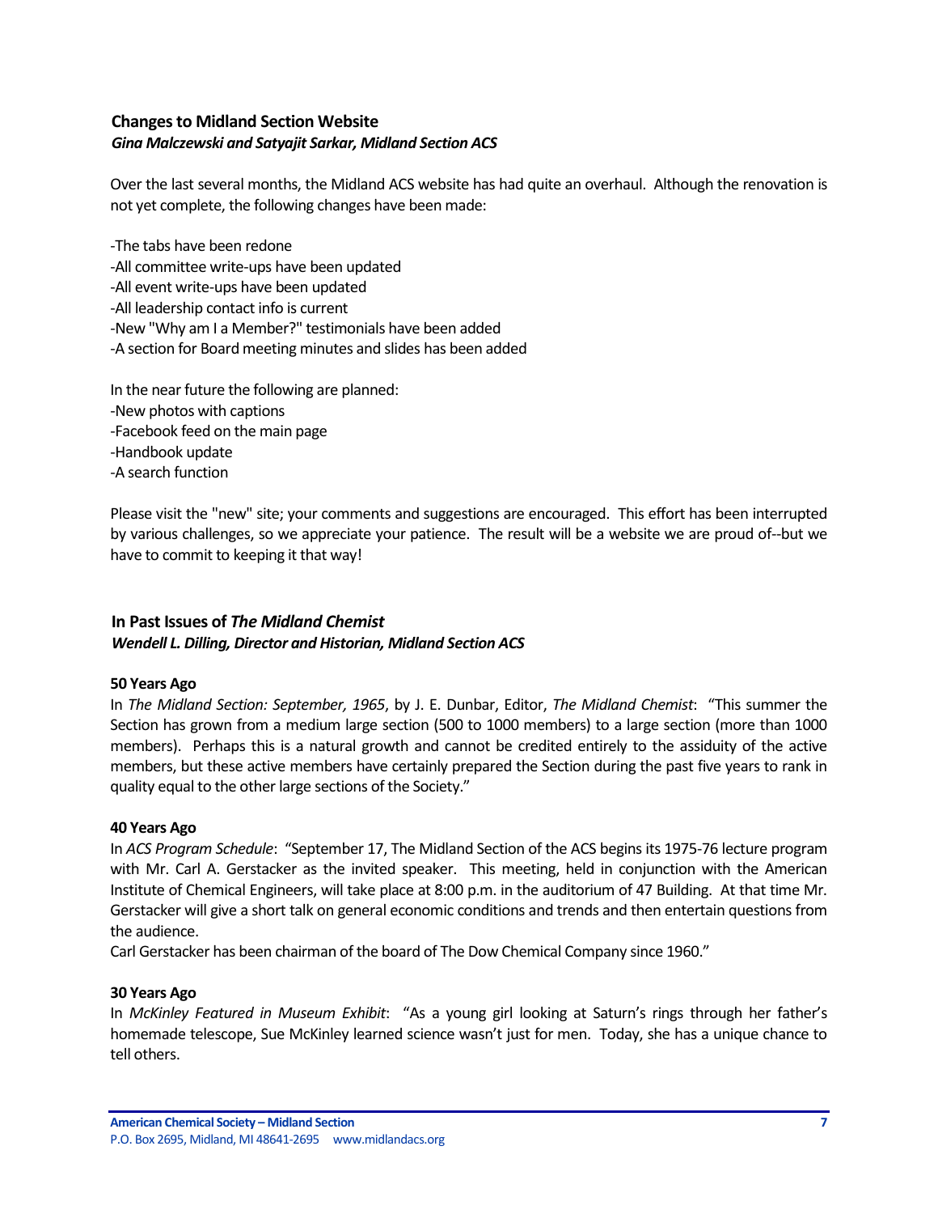## Changes to Midland Section Website

***Gina Malczewski and Satyajit Sarkar, Midland Section ACS***

Over the last several months, the Midland ACS website has had quite an overhaul. Although the renovation is not yet complete, the following changes have been made:

-The tabs have been redone
-All committee write-ups have been updated
-All event write-ups have been updated
-All leadership contact info is current
-New "Why am I a Member?" testimonials have been added
-A section for Board meeting minutes and slides has been added

In the near future the following are planned:
-New photos with captions
-Facebook feed on the main page
-Handbook update
-A search function

Please visit the "new" site; your comments and suggestions are encouraged. This effort has been interrupted by various challenges, so we appreciate your patience. The result will be a website we are proud of--but we have to commit to keeping it that way!

## In Past Issues of *The Midland Chemist*

***Wendell L. Dilling, Director and Historian, Midland Section ACS***

**50 Years Ago**

In *The Midland Section: September, 1965*, by J. E. Dunbar, Editor, *The Midland Chemist*: "This summer the Section has grown from a medium large section (500 to 1000 members) to a large section (more than 1000 members). Perhaps this is a natural growth and cannot be credited entirely to the assiduity of the active members, but these active members have certainly prepared the Section during the past five years to rank in quality equal to the other large sections of the Society."

**40 Years Ago**

In *ACS Program Schedule*: "September 17, The Midland Section of the ACS begins its 1975-76 lecture program with Mr. Carl A. Gerstacker as the invited speaker. This meeting, held in conjunction with the American Institute of Chemical Engineers, will take place at 8:00 p.m. in the auditorium of 47 Building. At that time Mr. Gerstacker will give a short talk on general economic conditions and trends and then entertain questions from the audience.
Carl Gerstacker has been chairman of the board of The Dow Chemical Company since 1960."

**30 Years Ago**

In *McKinley Featured in Museum Exhibit*: "As a young girl looking at Saturn's rings through her father's homemade telescope, Sue McKinley learned science wasn't just for men. Today, she has a unique chance to tell others.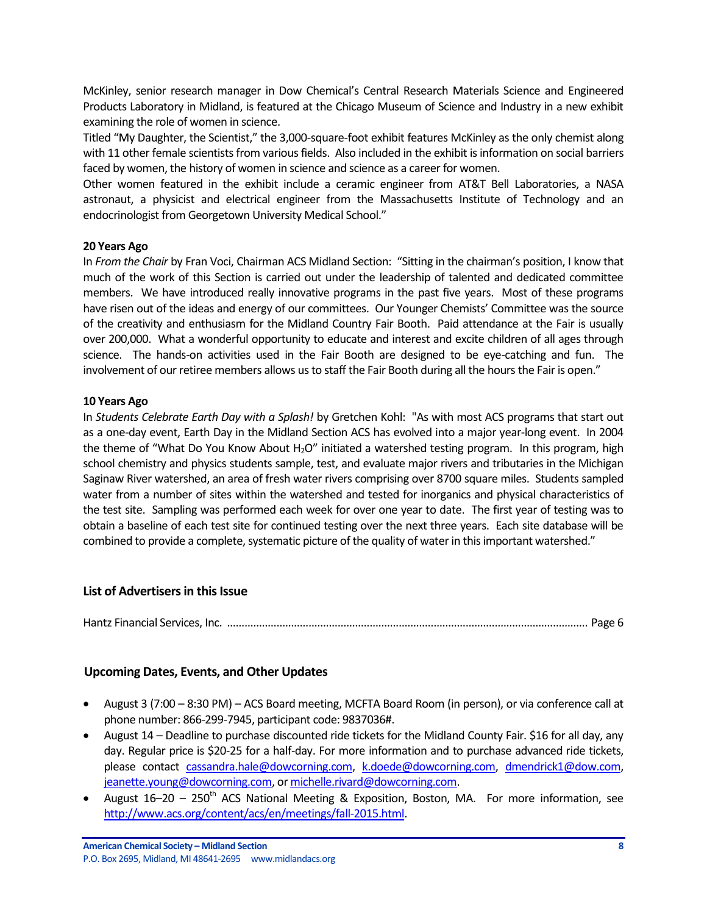McKinley, senior research manager in Dow Chemical's Central Research Materials Science and Engineered Products Laboratory in Midland, is featured at the Chicago Museum of Science and Industry in a new exhibit examining the role of women in science.

Titled "My Daughter, the Scientist," the 3,000-square-foot exhibit features McKinley as the only chemist along with 11 other female scientists from various fields. Also included in the exhibit is information on social barriers faced by women, the history of women in science and science as a career for women.

Other women featured in the exhibit include a ceramic engineer from AT&T Bell Laboratories, a NASA astronaut, a physicist and electrical engineer from the Massachusetts Institute of Technology and an endocrinologist from Georgetown University Medical School."

**20 Years Ago**

In *From the Chair* by Fran Voci, Chairman ACS Midland Section: "Sitting in the chairman's position, I know that much of the work of this Section is carried out under the leadership of talented and dedicated committee members. We have introduced really innovative programs in the past five years. Most of these programs have risen out of the ideas and energy of our committees. Our Younger Chemists' Committee was the source of the creativity and enthusiasm for the Midland Country Fair Booth. Paid attendance at the Fair is usually over 200,000. What a wonderful opportunity to educate and interest and excite children of all ages through science. The hands-on activities used in the Fair Booth are designed to be eye-catching and fun. The involvement of our retiree members allows us to staff the Fair Booth during all the hours the Fair is open."

**10 Years Ago**

In *Students Celebrate Earth Day with a Splash!* by Gretchen Kohl: "As with most ACS programs that start out as a one-day event, Earth Day in the Midland Section ACS has evolved into a major year-long event. In 2004 the theme of "What Do You Know About $H_2O$" initiated a watershed testing program. In this program, high school chemistry and physics students sample, test, and evaluate major rivers and tributaries in the Michigan Saginaw River watershed, an area of fresh water rivers comprising over 8700 square miles. Students sampled water from a number of sites within the watershed and tested for inorganics and physical characteristics of the test site. Sampling was performed each week for over one year to date. The first year of testing was to obtain a baseline of each test site for continued testing over the next three years. Each site database will be combined to provide a complete, systematic picture of the quality of water in this important watershed."

## List of Advertisers in this Issue

Hantz Financial Services, Inc. .......................................................................................................................... Page 6

## Upcoming Dates, Events, and Other Updates

- August 3 (7:00 – 8:30 PM) – ACS Board meeting, MCFTA Board Room (in person), or via conference call at phone number: 866-299-7945, participant code: 9837036#.
- August 14 – Deadline to purchase discounted ride tickets for the Midland County Fair. $16 for all day, any day. Regular price is $20-25 for a half-day. For more information and to purchase advanced ride tickets, please contact cassandra.hale@dowcorning.com, k.doede@dowcorning.com, dmendrick1@dow.com, jeanette.young@dowcorning.com, or michelle.rivard@dowcorning.com.
- August 16–20 – 250th ACS National Meeting & Exposition, Boston, MA. For more information, see http://www.acs.org/content/acs/en/meetings/fall-2015.html.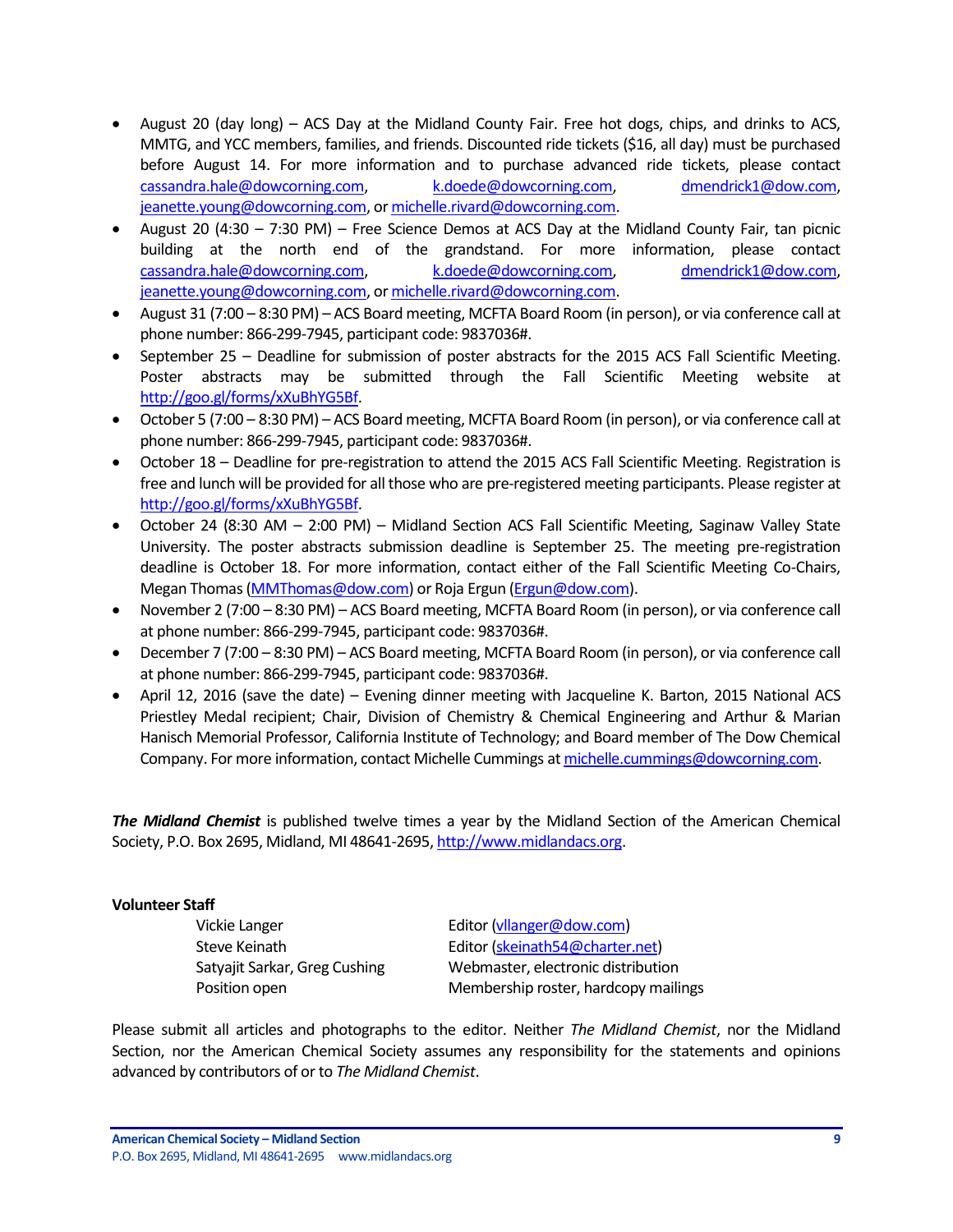- August 20 (day long) – ACS Day at the Midland County Fair. Free hot dogs, chips, and drinks to ACS, MMTG, and YCC members, families, and friends. Discounted ride tickets ($16, all day) must be purchased before August 14. For more information and to purchase advanced ride tickets, please contact cassandra.hale@dowcorning.com, k.doede@dowcorning.com, dmendrick1@dow.com, jeanette.young@dowcorning.com, or michelle.rivard@dowcorning.com.
- August 20 (4:30 – 7:30 PM) – Free Science Demos at ACS Day at the Midland County Fair, tan picnic building at the north end of the grandstand. For more information, please contact cassandra.hale@dowcorning.com, k.doede@dowcorning.com, dmendrick1@dow.com, jeanette.young@dowcorning.com, or michelle.rivard@dowcorning.com.
- August 31 (7:00 – 8:30 PM) – ACS Board meeting, MCFTA Board Room (in person), or via conference call at phone number: 866-299-7945, participant code: 9837036#.
- September 25 – Deadline for submission of poster abstracts for the 2015 ACS Fall Scientific Meeting. Poster abstracts may be submitted through the Fall Scientific Meeting website at http://goo.gl/forms/xXuBhYG5Bf.
- October 5 (7:00 – 8:30 PM) – ACS Board meeting, MCFTA Board Room (in person), or via conference call at phone number: 866-299-7945, participant code: 9837036#.
- October 18 – Deadline for pre-registration to attend the 2015 ACS Fall Scientific Meeting. Registration is free and lunch will be provided for all those who are pre-registered meeting participants. Please register at http://goo.gl/forms/xXuBhYG5Bf.
- October 24 (8:30 AM – 2:00 PM) – Midland Section ACS Fall Scientific Meeting, Saginaw Valley State University. The poster abstracts submission deadline is September 25. The meeting pre-registration deadline is October 18. For more information, contact either of the Fall Scientific Meeting Co-Chairs, Megan Thomas (MMThomas@dow.com) or Roja Ergun (Ergun@dow.com).
- November 2 (7:00 – 8:30 PM) – ACS Board meeting, MCFTA Board Room (in person), or via conference call at phone number: 866-299-7945, participant code: 9837036#.
- December 7 (7:00 – 8:30 PM) – ACS Board meeting, MCFTA Board Room (in person), or via conference call at phone number: 866-299-7945, participant code: 9837036#.
- April 12, 2016 (save the date) – Evening dinner meeting with Jacqueline K. Barton, 2015 National ACS Priestley Medal recipient; Chair, Division of Chemistry & Chemical Engineering and Arthur & Marian Hanisch Memorial Professor, California Institute of Technology; and Board member of The Dow Chemical Company. For more information, contact Michelle Cummings at michelle.cummings@dowcorning.com.

***The Midland Chemist*** is published twelve times a year by the Midland Section of the American Chemical Society, P.O. Box 2695, Midland, MI 48641-2695, http://www.midlandacs.org.

**Volunteer Staff**

| | |
|---|---|
| Vickie Langer | Editor (vllanger@dow.com) |
| Steve Keinath | Editor (skeinath54@charter.net) |
| Satyajit Sarkar, Greg Cushing | Webmaster, electronic distribution |
| Position open | Membership roster, hardcopy mailings |

Please submit all articles and photographs to the editor. Neither *The Midland Chemist*, nor the Midland Section, nor the American Chemical Society assumes any responsibility for the statements and opinions advanced by contributors of or to *The Midland Chemist*.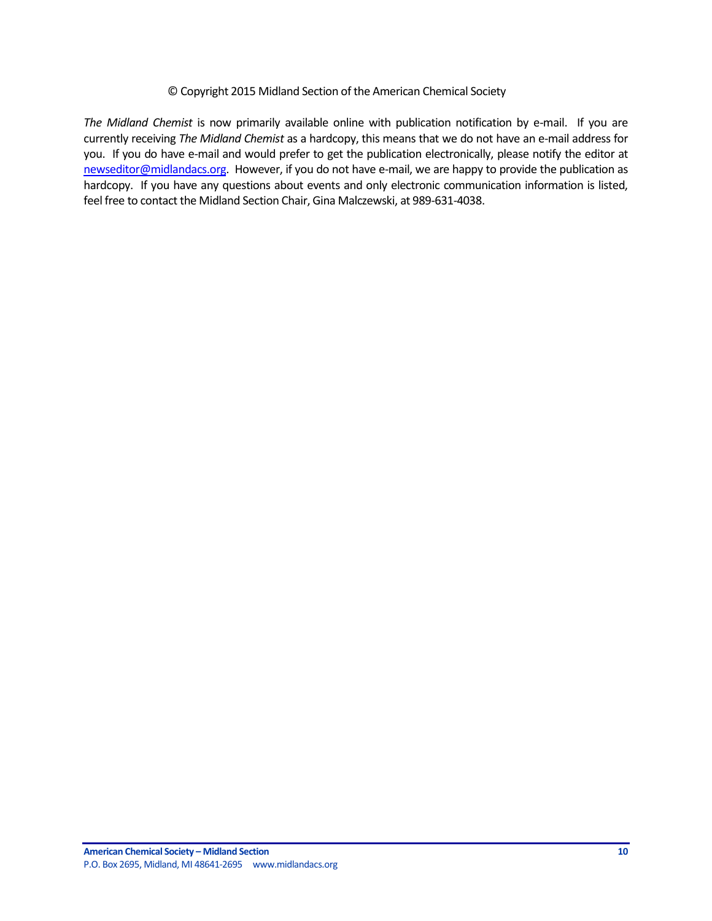© Copyright 2015 Midland Section of the American Chemical Society

*The Midland Chemist* is now primarily available online with publication notification by e-mail. If you are currently receiving *The Midland Chemist* as a hardcopy, this means that we do not have an e-mail address for you. If you do have e-mail and would prefer to get the publication electronically, please notify the editor at newseditor@midlandacs.org. However, if you do not have e-mail, we are happy to provide the publication as hardcopy. If you have any questions about events and only electronic communication information is listed, feel free to contact the Midland Section Chair, Gina Malczewski, at 989-631-4038.